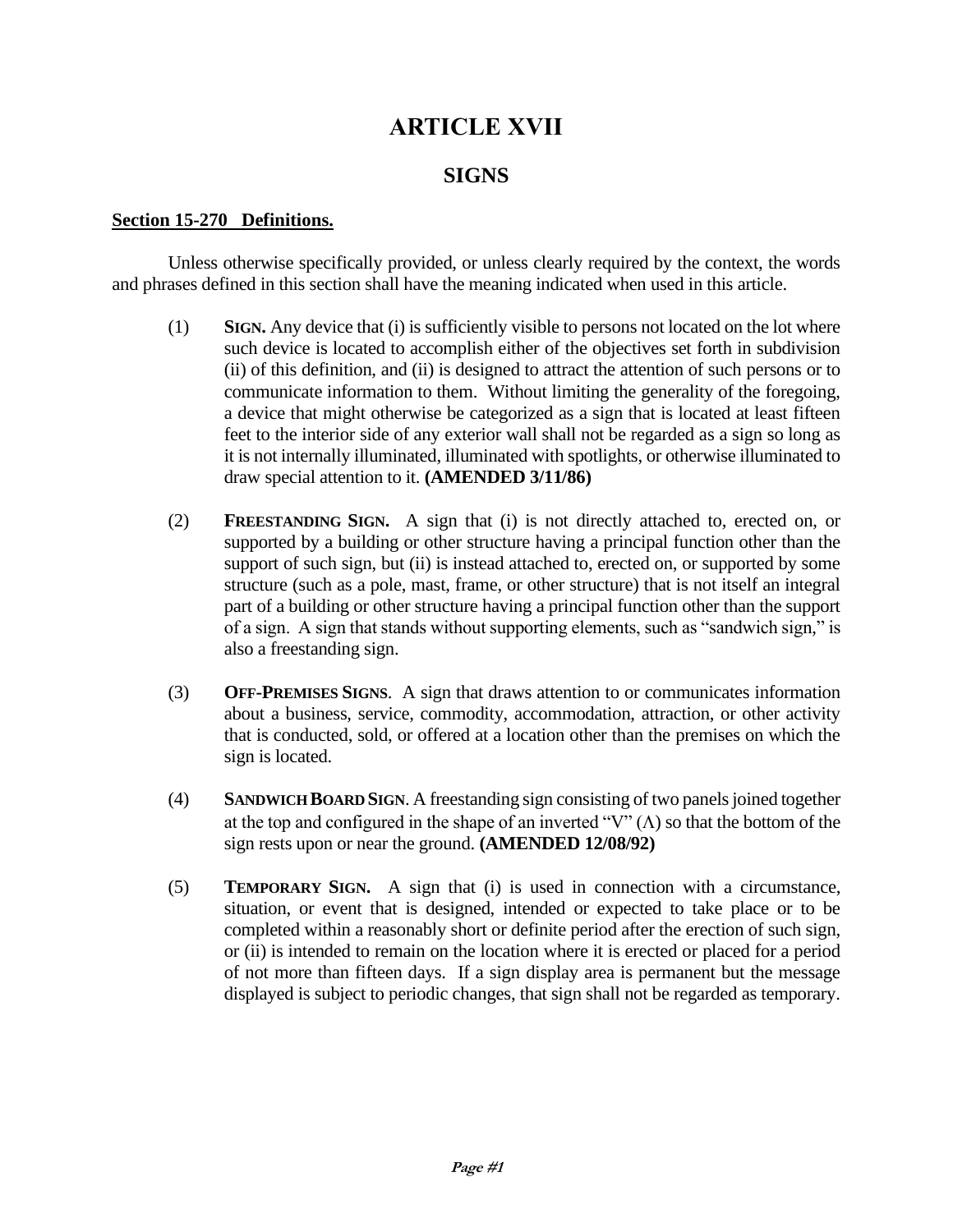# ARTICLE XVII

## SIGNS

**Section 15-270 Definitions.**

Unless otherwise specifically provided, or unless clearly required by the context, the words and phrases defined in this section shall have the meaning indicated when used in this article.

(1) **SIGN.** Any device that (i) is sufficiently visible to persons not located on the lot where such device is located to accomplish either of the objectives set forth in subdivision (ii) of this definition, and (ii) is designed to attract the attention of such persons or to communicate information to them. Without limiting the generality of the foregoing, a device that might otherwise be categorized as a sign that is located at least fifteen feet to the interior side of any exterior wall shall not be regarded as a sign so long as it is not internally illuminated, illuminated with spotlights, or otherwise illuminated to draw special attention to it. **(AMENDED 3/11/86)**

(2) **FREESTANDING SIGN.** A sign that (i) is not directly attached to, erected on, or supported by a building or other structure having a principal function other than the support of such sign, but (ii) is instead attached to, erected on, or supported by some structure (such as a pole, mast, frame, or other structure) that is not itself an integral part of a building or other structure having a principal function other than the support of a sign. A sign that stands without supporting elements, such as "sandwich sign," is also a freestanding sign.

(3) **OFF-PREMISES SIGNS**. A sign that draws attention to or communicates information about a business, service, commodity, accommodation, attraction, or other activity that is conducted, sold, or offered at a location other than the premises on which the sign is located.

(4) **SANDWICH BOARD SIGN**. A freestanding sign consisting of two panels joined together at the top and configured in the shape of an inverted "V" (Λ) so that the bottom of the sign rests upon or near the ground. **(AMENDED 12/08/92)**

(5) **TEMPORARY SIGN.** A sign that (i) is used in connection with a circumstance, situation, or event that is designed, intended or expected to take place or to be completed within a reasonably short or definite period after the erection of such sign, or (ii) is intended to remain on the location where it is erected or placed for a period of not more than fifteen days. If a sign display area is permanent but the message displayed is subject to periodic changes, that sign shall not be regarded as temporary.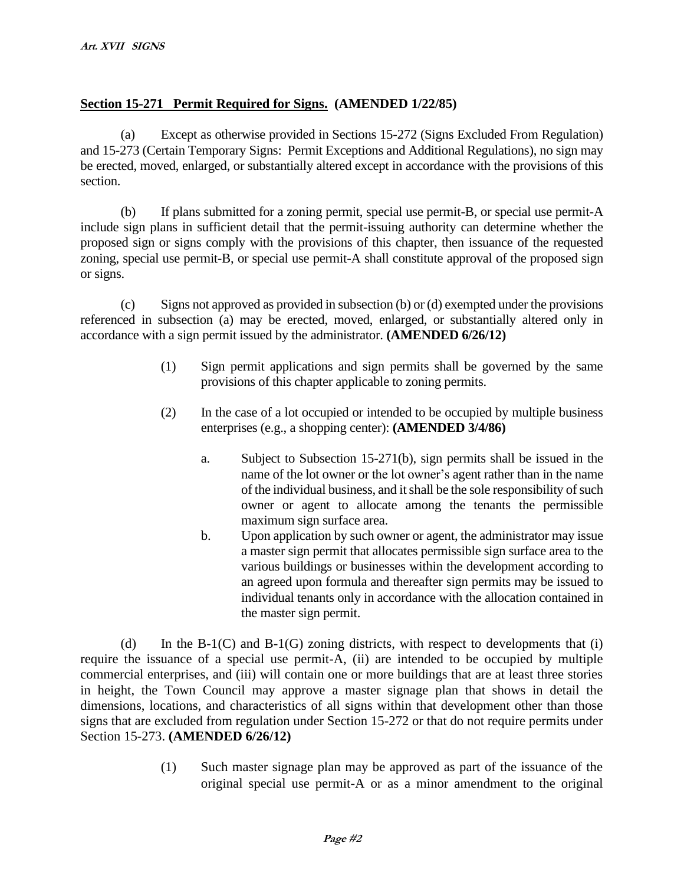## Section 15-271 Permit Required for Signs. (AMENDED 1/22/85)

(a) Except as otherwise provided in Sections 15-272 (Signs Excluded From Regulation) and 15-273 (Certain Temporary Signs: Permit Exceptions and Additional Regulations), no sign may be erected, moved, enlarged, or substantially altered except in accordance with the provisions of this section.

(b) If plans submitted for a zoning permit, special use permit-B, or special use permit-A include sign plans in sufficient detail that the permit-issuing authority can determine whether the proposed sign or signs comply with the provisions of this chapter, then issuance of the requested zoning, special use permit-B, or special use permit-A shall constitute approval of the proposed sign or signs.

(c) Signs not approved as provided in subsection (b) or (d) exempted under the provisions referenced in subsection (a) may be erected, moved, enlarged, or substantially altered only in accordance with a sign permit issued by the administrator. **(AMENDED 6/26/12)**

> (1) Sign permit applications and sign permits shall be governed by the same provisions of this chapter applicable to zoning permits.
>
> (2) In the case of a lot occupied or intended to be occupied by multiple business enterprises (e.g., a shopping center): **(AMENDED 3/4/86)**
>
> > a. Subject to Subsection 15-271(b), sign permits shall be issued in the name of the lot owner or the lot owner's agent rather than in the name of the individual business, and it shall be the sole responsibility of such owner or agent to allocate among the tenants the permissible maximum sign surface area.
> >
> > b. Upon application by such owner or agent, the administrator may issue a master sign permit that allocates permissible sign surface area to the various buildings or businesses within the development according to an agreed upon formula and thereafter sign permits may be issued to individual tenants only in accordance with the allocation contained in the master sign permit.

(d) In the B-1(C) and B-1(G) zoning districts, with respect to developments that (i) require the issuance of a special use permit-A, (ii) are intended to be occupied by multiple commercial enterprises, and (iii) will contain one or more buildings that are at least three stories in height, the Town Council may approve a master signage plan that shows in detail the dimensions, locations, and characteristics of all signs within that development other than those signs that are excluded from regulation under Section 15-272 or that do not require permits under Section 15-273. **(AMENDED 6/26/12)**

> (1) Such master signage plan may be approved as part of the issuance of the original special use permit-A or as a minor amendment to the original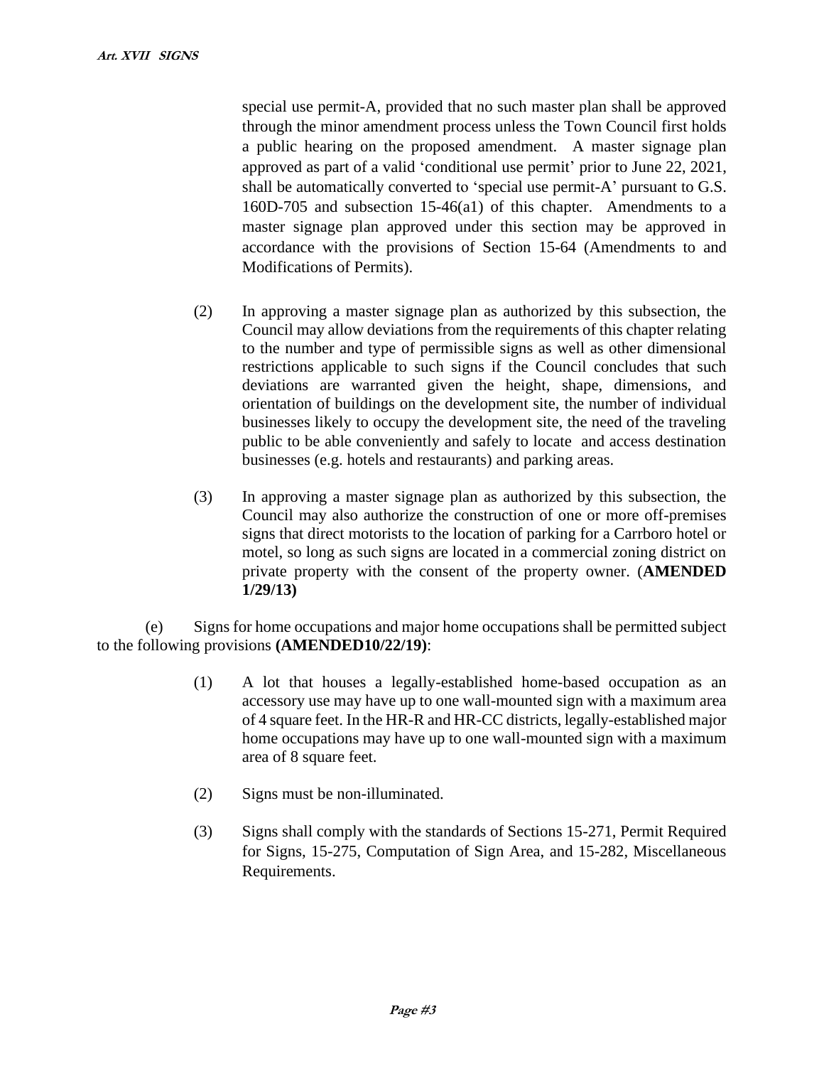special use permit-A, provided that no such master plan shall be approved through the minor amendment process unless the Town Council first holds a public hearing on the proposed amendment. A master signage plan approved as part of a valid 'conditional use permit' prior to June 22, 2021, shall be automatically converted to 'special use permit-A' pursuant to G.S. 160D-705 and subsection 15-46(a1) of this chapter. Amendments to a master signage plan approved under this section may be approved in accordance with the provisions of Section 15-64 (Amendments to and Modifications of Permits).

(2) In approving a master signage plan as authorized by this subsection, the Council may allow deviations from the requirements of this chapter relating to the number and type of permissible signs as well as other dimensional restrictions applicable to such signs if the Council concludes that such deviations are warranted given the height, shape, dimensions, and orientation of buildings on the development site, the number of individual businesses likely to occupy the development site, the need of the traveling public to be able conveniently and safely to locate and access destination businesses (e.g. hotels and restaurants) and parking areas.

(3) In approving a master signage plan as authorized by this subsection, the Council may also authorize the construction of one or more off-premises signs that direct motorists to the location of parking for a Carrboro hotel or motel, so long as such signs are located in a commercial zoning district on private property with the consent of the property owner. (**AMENDED 1/29/13)**

(e) Signs for home occupations and major home occupations shall be permitted subject to the following provisions **(AMENDED10/22/19)**:

(1) A lot that houses a legally-established home-based occupation as an accessory use may have up to one wall-mounted sign with a maximum area of 4 square feet. In the HR-R and HR-CC districts, legally-established major home occupations may have up to one wall-mounted sign with a maximum area of 8 square feet.

(2) Signs must be non-illuminated.

(3) Signs shall comply with the standards of Sections 15-271, Permit Required for Signs, 15-275, Computation of Sign Area, and 15-282, Miscellaneous Requirements.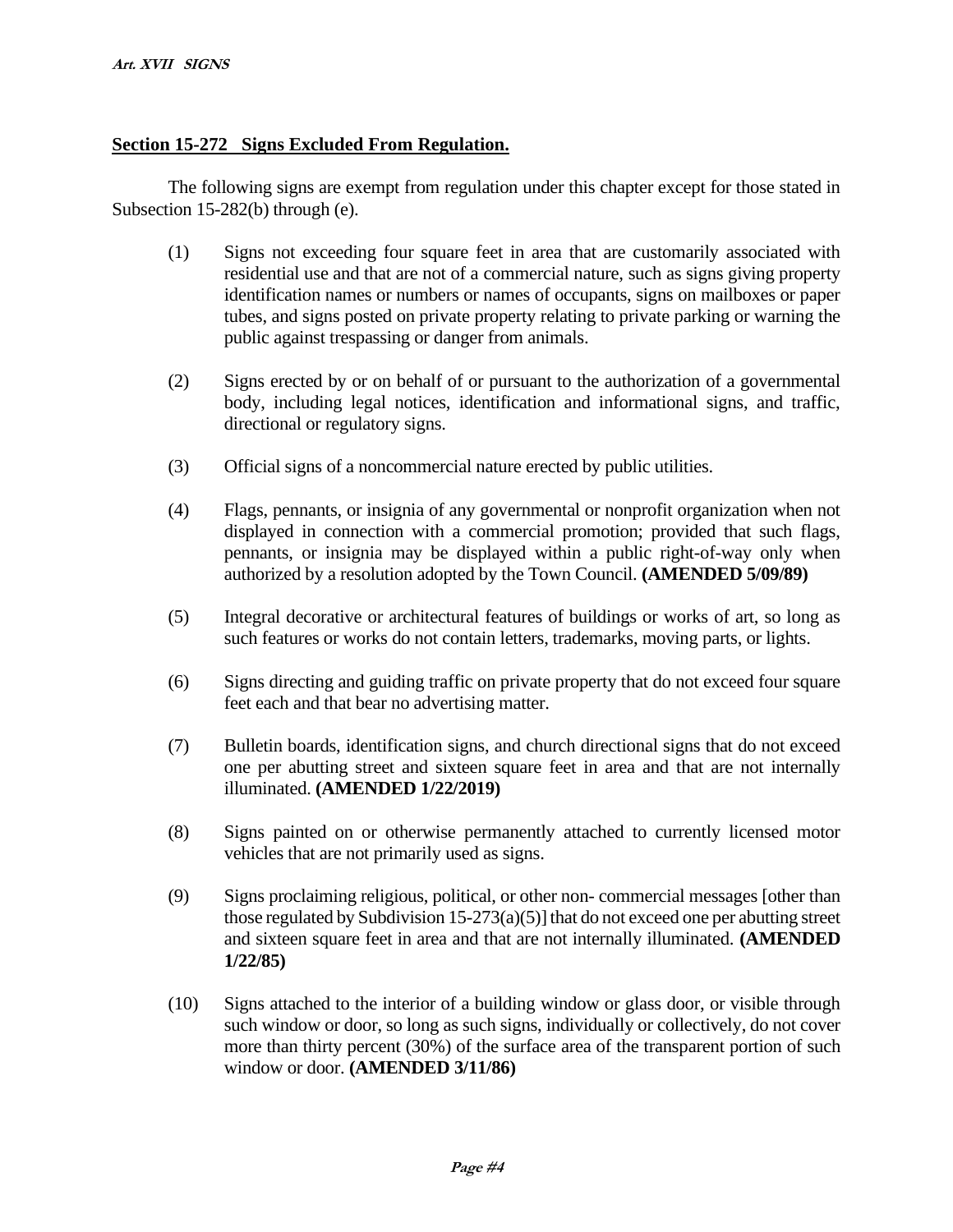## Section 15-272 Signs Excluded From Regulation.

The following signs are exempt from regulation under this chapter except for those stated in Subsection 15-282(b) through (e).

(1) Signs not exceeding four square feet in area that are customarily associated with residential use and that are not of a commercial nature, such as signs giving property identification names or numbers or names of occupants, signs on mailboxes or paper tubes, and signs posted on private property relating to private parking or warning the public against trespassing or danger from animals.

(2) Signs erected by or on behalf of or pursuant to the authorization of a governmental body, including legal notices, identification and informational signs, and traffic, directional or regulatory signs.

(3) Official signs of a noncommercial nature erected by public utilities.

(4) Flags, pennants, or insignia of any governmental or nonprofit organization when not displayed in connection with a commercial promotion; provided that such flags, pennants, or insignia may be displayed within a public right-of-way only when authorized by a resolution adopted by the Town Council. **(AMENDED 5/09/89)**

(5) Integral decorative or architectural features of buildings or works of art, so long as such features or works do not contain letters, trademarks, moving parts, or lights.

(6) Signs directing and guiding traffic on private property that do not exceed four square feet each and that bear no advertising matter.

(7) Bulletin boards, identification signs, and church directional signs that do not exceed one per abutting street and sixteen square feet in area and that are not internally illuminated. **(AMENDED 1/22/2019)**

(8) Signs painted on or otherwise permanently attached to currently licensed motor vehicles that are not primarily used as signs.

(9) Signs proclaiming religious, political, or other non- commercial messages [other than those regulated by Subdivision 15-273(a)(5)] that do not exceed one per abutting street and sixteen square feet in area and that are not internally illuminated. **(AMENDED 1/22/85)**

(10) Signs attached to the interior of a building window or glass door, or visible through such window or door, so long as such signs, individually or collectively, do not cover more than thirty percent (30%) of the surface area of the transparent portion of such window or door. **(AMENDED 3/11/86)**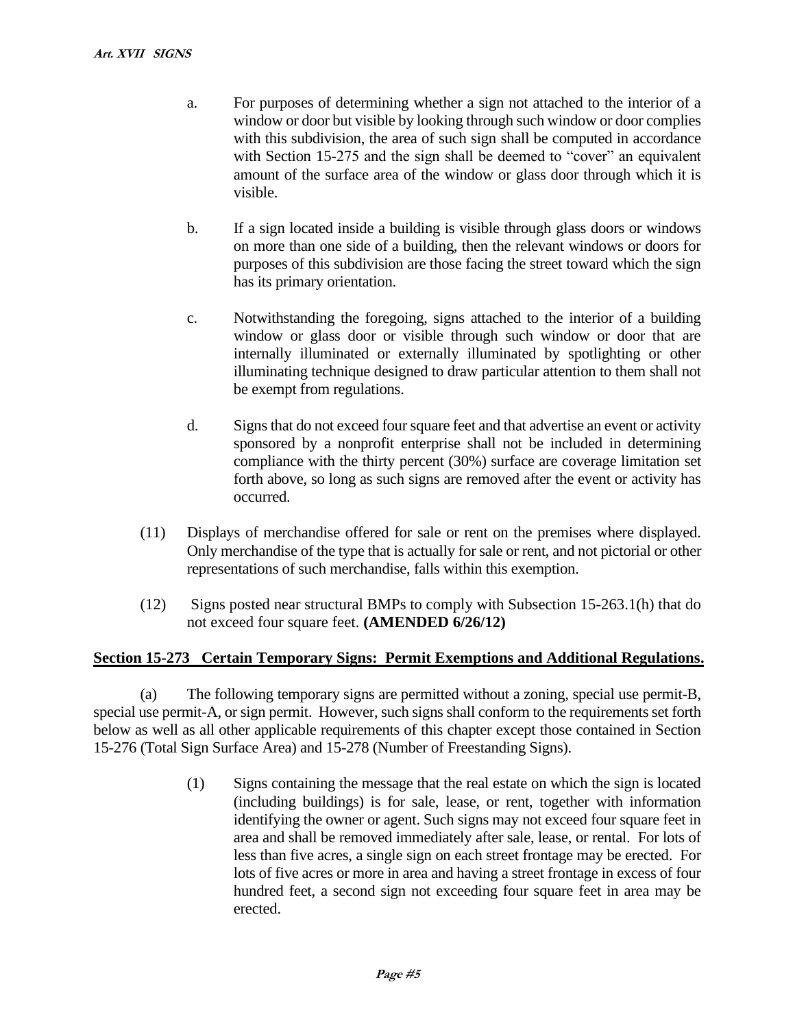a. For purposes of determining whether a sign not attached to the interior of a window or door but visible by looking through such window or door complies with this subdivision, the area of such sign shall be computed in accordance with Section 15-275 and the sign shall be deemed to "cover" an equivalent amount of the surface area of the window or glass door through which it is visible.

b. If a sign located inside a building is visible through glass doors or windows on more than one side of a building, then the relevant windows or doors for purposes of this subdivision are those facing the street toward which the sign has its primary orientation.

c. Notwithstanding the foregoing, signs attached to the interior of a building window or glass door or visible through such window or door that are internally illuminated or externally illuminated by spotlighting or other illuminating technique designed to draw particular attention to them shall not be exempt from regulations.

d. Signs that do not exceed four square feet and that advertise an event or activity sponsored by a nonprofit enterprise shall not be included in determining compliance with the thirty percent (30%) surface are coverage limitation set forth above, so long as such signs are removed after the event or activity has occurred.

(11) Displays of merchandise offered for sale or rent on the premises where displayed. Only merchandise of the type that is actually for sale or rent, and not pictorial or other representations of such merchandise, falls within this exemption.

(12) Signs posted near structural BMPs to comply with Subsection 15-263.1(h) that do not exceed four square feet. **(AMENDED 6/26/12)**

## Section 15-273 Certain Temporary Signs: Permit Exemptions and Additional Regulations.

(a) The following temporary signs are permitted without a zoning, special use permit-B, special use permit-A, or sign permit. However, such signs shall conform to the requirements set forth below as well as all other applicable requirements of this chapter except those contained in Section 15-276 (Total Sign Surface Area) and 15-278 (Number of Freestanding Signs).

(1) Signs containing the message that the real estate on which the sign is located (including buildings) is for sale, lease, or rent, together with information identifying the owner or agent. Such signs may not exceed four square feet in area and shall be removed immediately after sale, lease, or rental. For lots of less than five acres, a single sign on each street frontage may be erected. For lots of five acres or more in area and having a street frontage in excess of four hundred feet, a second sign not exceeding four square feet in area may be erected.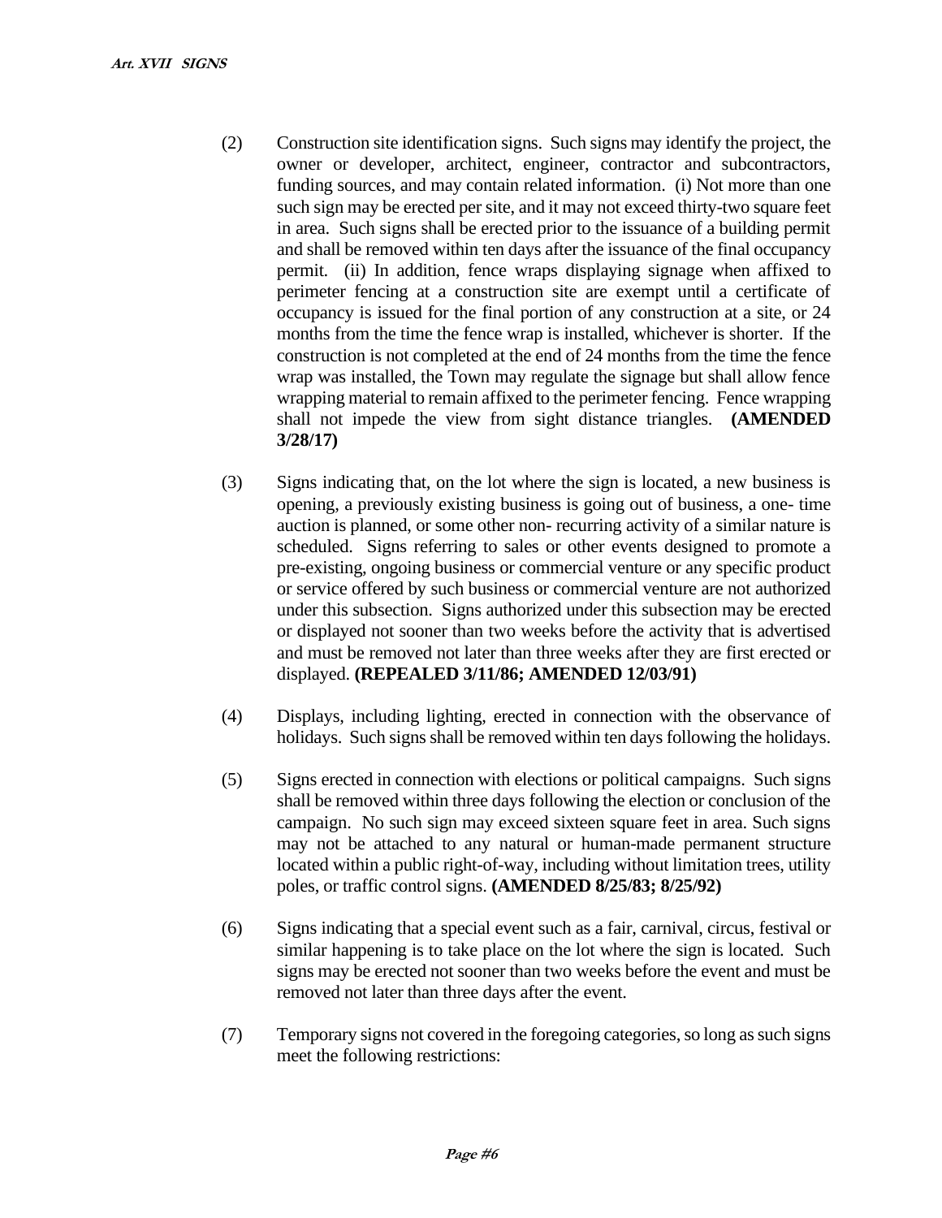(2) Construction site identification signs. Such signs may identify the project, the owner or developer, architect, engineer, contractor and subcontractors, funding sources, and may contain related information. (i) Not more than one such sign may be erected per site, and it may not exceed thirty-two square feet in area. Such signs shall be erected prior to the issuance of a building permit and shall be removed within ten days after the issuance of the final occupancy permit. (ii) In addition, fence wraps displaying signage when affixed to perimeter fencing at a construction site are exempt until a certificate of occupancy is issued for the final portion of any construction at a site, or 24 months from the time the fence wrap is installed, whichever is shorter. If the construction is not completed at the end of 24 months from the time the fence wrap was installed, the Town may regulate the signage but shall allow fence wrapping material to remain affixed to the perimeter fencing. Fence wrapping shall not impede the view from sight distance triangles. **(AMENDED 3/28/17)**

(3) Signs indicating that, on the lot where the sign is located, a new business is opening, a previously existing business is going out of business, a one- time auction is planned, or some other non- recurring activity of a similar nature is scheduled. Signs referring to sales or other events designed to promote a pre-existing, ongoing business or commercial venture or any specific product or service offered by such business or commercial venture are not authorized under this subsection. Signs authorized under this subsection may be erected or displayed not sooner than two weeks before the activity that is advertised and must be removed not later than three weeks after they are first erected or displayed. **(REPEALED 3/11/86; AMENDED 12/03/91)**

(4) Displays, including lighting, erected in connection with the observance of holidays. Such signs shall be removed within ten days following the holidays.

(5) Signs erected in connection with elections or political campaigns. Such signs shall be removed within three days following the election or conclusion of the campaign. No such sign may exceed sixteen square feet in area. Such signs may not be attached to any natural or human-made permanent structure located within a public right-of-way, including without limitation trees, utility poles, or traffic control signs. **(AMENDED 8/25/83; 8/25/92)**

(6) Signs indicating that a special event such as a fair, carnival, circus, festival or similar happening is to take place on the lot where the sign is located. Such signs may be erected not sooner than two weeks before the event and must be removed not later than three days after the event.

(7) Temporary signs not covered in the foregoing categories, so long as such signs meet the following restrictions: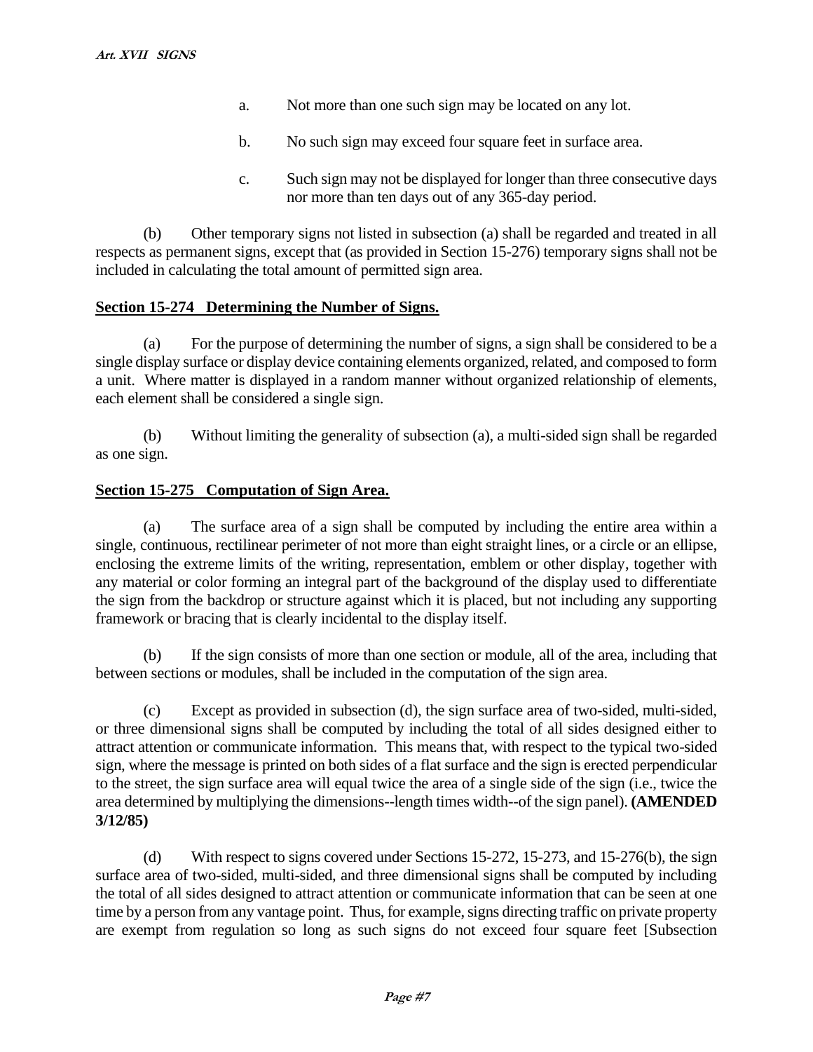a. Not more than one such sign may be located on any lot.

b. No such sign may exceed four square feet in surface area.

c. Such sign may not be displayed for longer than three consecutive days nor more than ten days out of any 365-day period.

(b) Other temporary signs not listed in subsection (a) shall be regarded and treated in all respects as permanent signs, except that (as provided in Section 15-276) temporary signs shall not be included in calculating the total amount of permitted sign area.

## Section 15-274 Determining the Number of Signs.

(a) For the purpose of determining the number of signs, a sign shall be considered to be a single display surface or display device containing elements organized, related, and composed to form a unit. Where matter is displayed in a random manner without organized relationship of elements, each element shall be considered a single sign.

(b) Without limiting the generality of subsection (a), a multi-sided sign shall be regarded as one sign.

## Section 15-275 Computation of Sign Area.

(a) The surface area of a sign shall be computed by including the entire area within a single, continuous, rectilinear perimeter of not more than eight straight lines, or a circle or an ellipse, enclosing the extreme limits of the writing, representation, emblem or other display, together with any material or color forming an integral part of the background of the display used to differentiate the sign from the backdrop or structure against which it is placed, but not including any supporting framework or bracing that is clearly incidental to the display itself.

(b) If the sign consists of more than one section or module, all of the area, including that between sections or modules, shall be included in the computation of the sign area.

(c) Except as provided in subsection (d), the sign surface area of two-sided, multi-sided, or three dimensional signs shall be computed by including the total of all sides designed either to attract attention or communicate information. This means that, with respect to the typical two-sided sign, where the message is printed on both sides of a flat surface and the sign is erected perpendicular to the street, the sign surface area will equal twice the area of a single side of the sign (i.e., twice the area determined by multiplying the dimensions--length times width--of the sign panel). **(AMENDED 3/12/85)**

(d) With respect to signs covered under Sections 15-272, 15-273, and 15-276(b), the sign surface area of two-sided, multi-sided, and three dimensional signs shall be computed by including the total of all sides designed to attract attention or communicate information that can be seen at one time by a person from any vantage point. Thus, for example, signs directing traffic on private property are exempt from regulation so long as such signs do not exceed four square feet [Subsection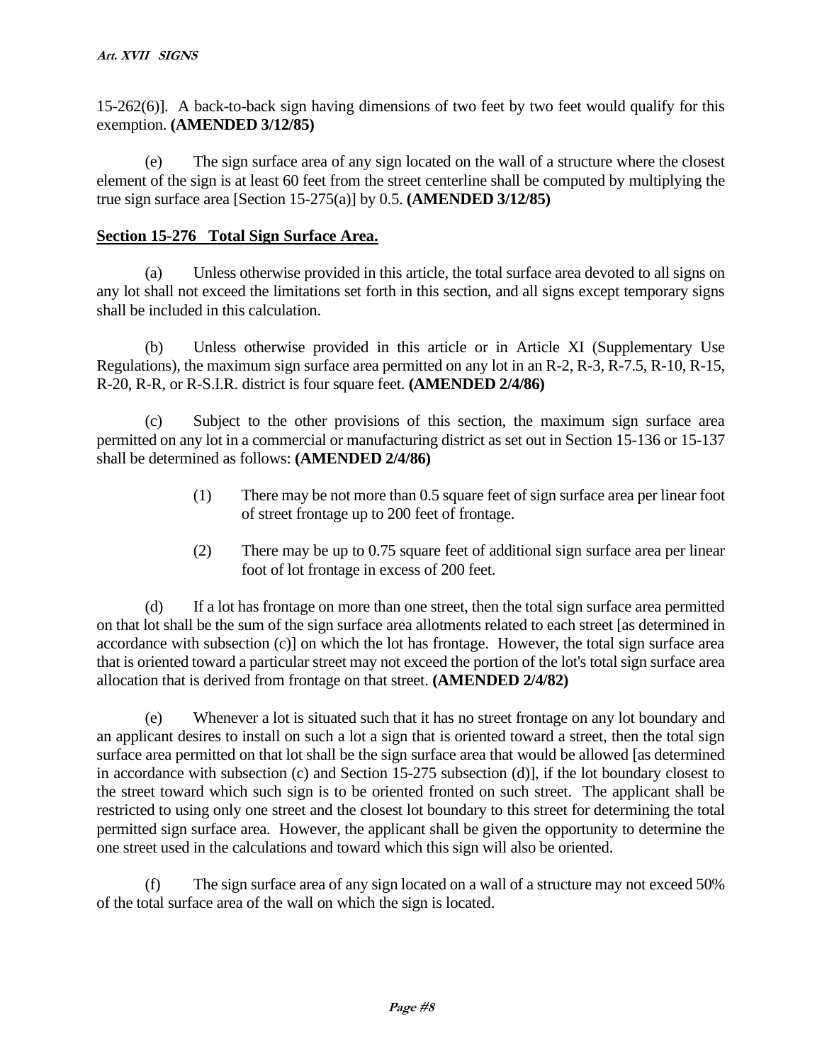15-262(6)]. A back-to-back sign having dimensions of two feet by two feet would qualify for this exemption. **(AMENDED 3/12/85)**

(e) The sign surface area of any sign located on the wall of a structure where the closest element of the sign is at least 60 feet from the street centerline shall be computed by multiplying the true sign surface area [Section 15-275(a)] by 0.5. **(AMENDED 3/12/85)**

## Section 15-276 Total Sign Surface Area.

(a) Unless otherwise provided in this article, the total surface area devoted to all signs on any lot shall not exceed the limitations set forth in this section, and all signs except temporary signs shall be included in this calculation.

(b) Unless otherwise provided in this article or in Article XI (Supplementary Use Regulations), the maximum sign surface area permitted on any lot in an R-2, R-3, R-7.5, R-10, R-15, R-20, R-R, or R-S.I.R. district is four square feet. **(AMENDED 2/4/86)**

(c) Subject to the other provisions of this section, the maximum sign surface area permitted on any lot in a commercial or manufacturing district as set out in Section 15-136 or 15-137 shall be determined as follows: **(AMENDED 2/4/86)**

> (1) There may be not more than 0.5 square feet of sign surface area per linear foot of street frontage up to 200 feet of frontage.
>
> (2) There may be up to 0.75 square feet of additional sign surface area per linear foot of lot frontage in excess of 200 feet.

(d) If a lot has frontage on more than one street, then the total sign surface area permitted on that lot shall be the sum of the sign surface area allotments related to each street [as determined in accordance with subsection (c)] on which the lot has frontage. However, the total sign surface area that is oriented toward a particular street may not exceed the portion of the lot's total sign surface area allocation that is derived from frontage on that street. **(AMENDED 2/4/82)**

(e) Whenever a lot is situated such that it has no street frontage on any lot boundary and an applicant desires to install on such a lot a sign that is oriented toward a street, then the total sign surface area permitted on that lot shall be the sign surface area that would be allowed [as determined in accordance with subsection (c) and Section 15-275 subsection (d)], if the lot boundary closest to the street toward which such sign is to be oriented fronted on such street. The applicant shall be restricted to using only one street and the closest lot boundary to this street for determining the total permitted sign surface area. However, the applicant shall be given the opportunity to determine the one street used in the calculations and toward which this sign will also be oriented.

(f) The sign surface area of any sign located on a wall of a structure may not exceed 50% of the total surface area of the wall on which the sign is located.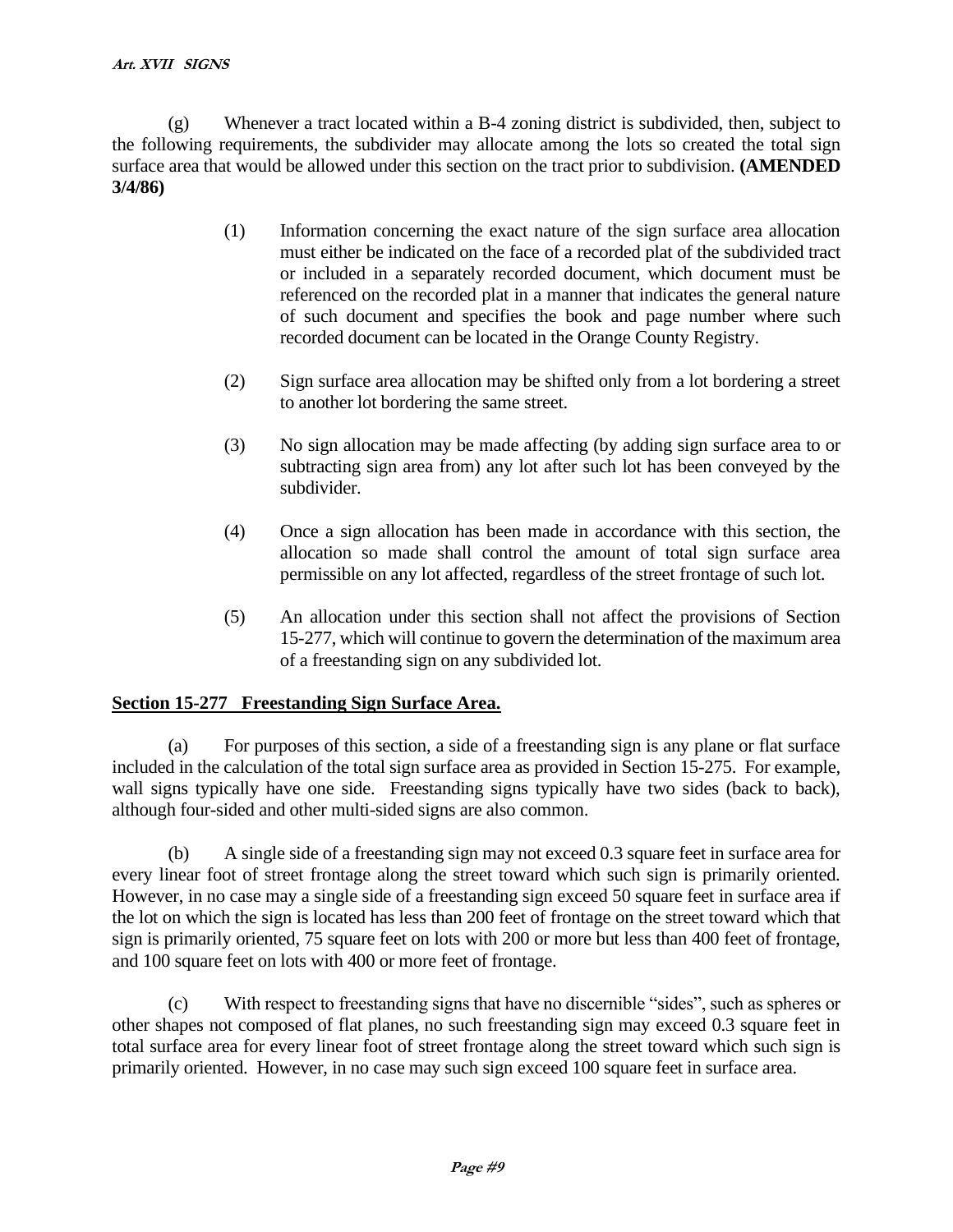(g) Whenever a tract located within a B-4 zoning district is subdivided, then, subject to the following requirements, the subdivider may allocate among the lots so created the total sign surface area that would be allowed under this section on the tract prior to subdivision. **(AMENDED 3/4/86)**

(1) Information concerning the exact nature of the sign surface area allocation must either be indicated on the face of a recorded plat of the subdivided tract or included in a separately recorded document, which document must be referenced on the recorded plat in a manner that indicates the general nature of such document and specifies the book and page number where such recorded document can be located in the Orange County Registry.

(2) Sign surface area allocation may be shifted only from a lot bordering a street to another lot bordering the same street.

(3) No sign allocation may be made affecting (by adding sign surface area to or subtracting sign area from) any lot after such lot has been conveyed by the subdivider.

(4) Once a sign allocation has been made in accordance with this section, the allocation so made shall control the amount of total sign surface area permissible on any lot affected, regardless of the street frontage of such lot.

(5) An allocation under this section shall not affect the provisions of Section 15-277, which will continue to govern the determination of the maximum area of a freestanding sign on any subdivided lot.

## Section 15-277 Freestanding Sign Surface Area.

(a) For purposes of this section, a side of a freestanding sign is any plane or flat surface included in the calculation of the total sign surface area as provided in Section 15-275. For example, wall signs typically have one side. Freestanding signs typically have two sides (back to back), although four-sided and other multi-sided signs are also common.

(b) A single side of a freestanding sign may not exceed 0.3 square feet in surface area for every linear foot of street frontage along the street toward which such sign is primarily oriented. However, in no case may a single side of a freestanding sign exceed 50 square feet in surface area if the lot on which the sign is located has less than 200 feet of frontage on the street toward which that sign is primarily oriented, 75 square feet on lots with 200 or more but less than 400 feet of frontage, and 100 square feet on lots with 400 or more feet of frontage.

(c) With respect to freestanding signs that have no discernible "sides", such as spheres or other shapes not composed of flat planes, no such freestanding sign may exceed 0.3 square feet in total surface area for every linear foot of street frontage along the street toward which such sign is primarily oriented. However, in no case may such sign exceed 100 square feet in surface area.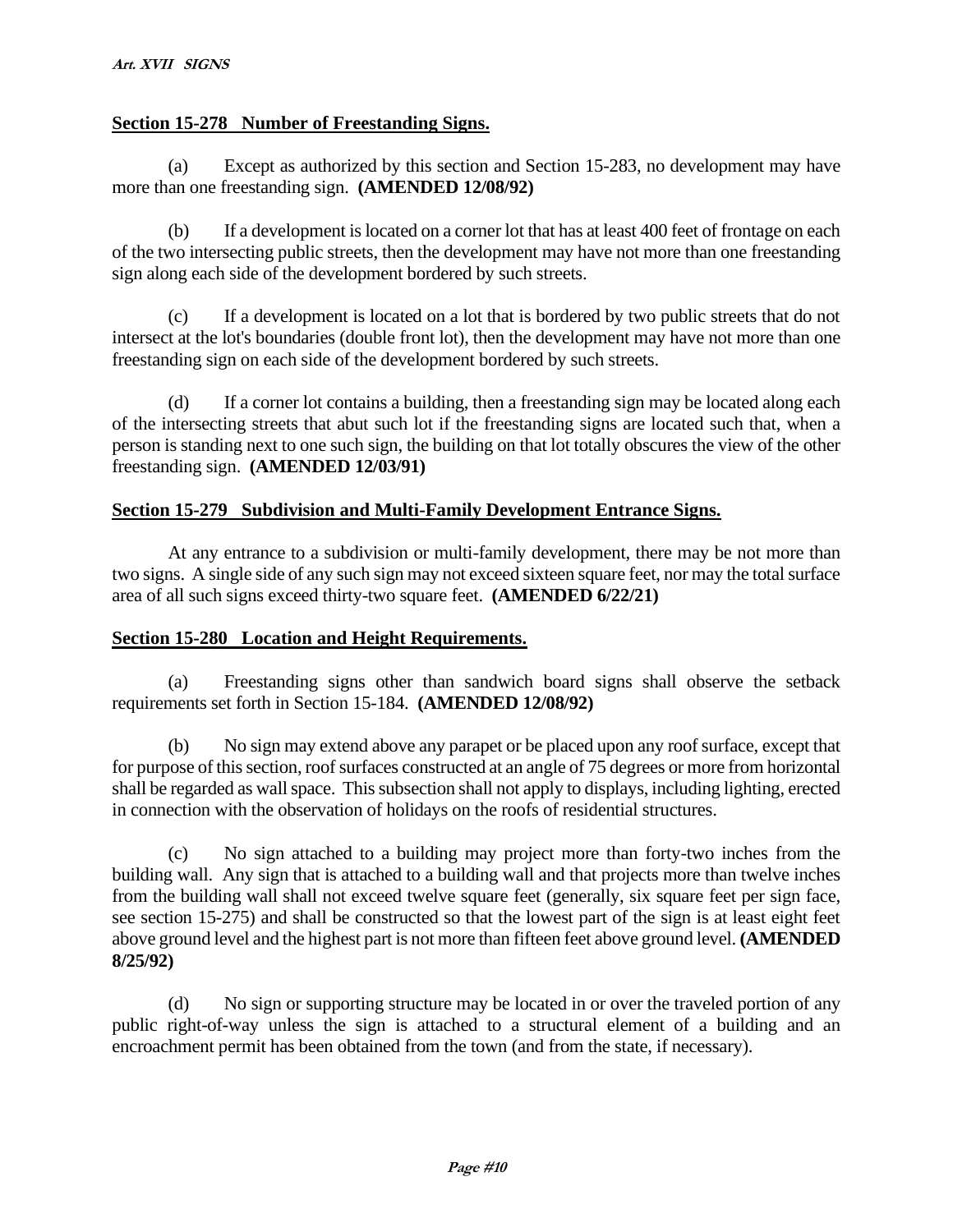## Section 15-278 Number of Freestanding Signs.

(a) Except as authorized by this section and Section 15-283, no development may have more than one freestanding sign. **(AMENDED 12/08/92)**

(b) If a development is located on a corner lot that has at least 400 feet of frontage on each of the two intersecting public streets, then the development may have not more than one freestanding sign along each side of the development bordered by such streets.

(c) If a development is located on a lot that is bordered by two public streets that do not intersect at the lot's boundaries (double front lot), then the development may have not more than one freestanding sign on each side of the development bordered by such streets.

(d) If a corner lot contains a building, then a freestanding sign may be located along each of the intersecting streets that abut such lot if the freestanding signs are located such that, when a person is standing next to one such sign, the building on that lot totally obscures the view of the other freestanding sign. **(AMENDED 12/03/91)**

## Section 15-279 Subdivision and Multi-Family Development Entrance Signs.

At any entrance to a subdivision or multi-family development, there may be not more than two signs. A single side of any such sign may not exceed sixteen square feet, nor may the total surface area of all such signs exceed thirty-two square feet. **(AMENDED 6/22/21)**

## Section 15-280 Location and Height Requirements.

(a) Freestanding signs other than sandwich board signs shall observe the setback requirements set forth in Section 15-184. **(AMENDED 12/08/92)**

(b) No sign may extend above any parapet or be placed upon any roof surface, except that for purpose of this section, roof surfaces constructed at an angle of 75 degrees or more from horizontal shall be regarded as wall space. This subsection shall not apply to displays, including lighting, erected in connection with the observation of holidays on the roofs of residential structures.

(c) No sign attached to a building may project more than forty-two inches from the building wall. Any sign that is attached to a building wall and that projects more than twelve inches from the building wall shall not exceed twelve square feet (generally, six square feet per sign face, see section 15-275) and shall be constructed so that the lowest part of the sign is at least eight feet above ground level and the highest part is not more than fifteen feet above ground level. **(AMENDED 8/25/92)**

(d) No sign or supporting structure may be located in or over the traveled portion of any public right-of-way unless the sign is attached to a structural element of a building and an encroachment permit has been obtained from the town (and from the state, if necessary).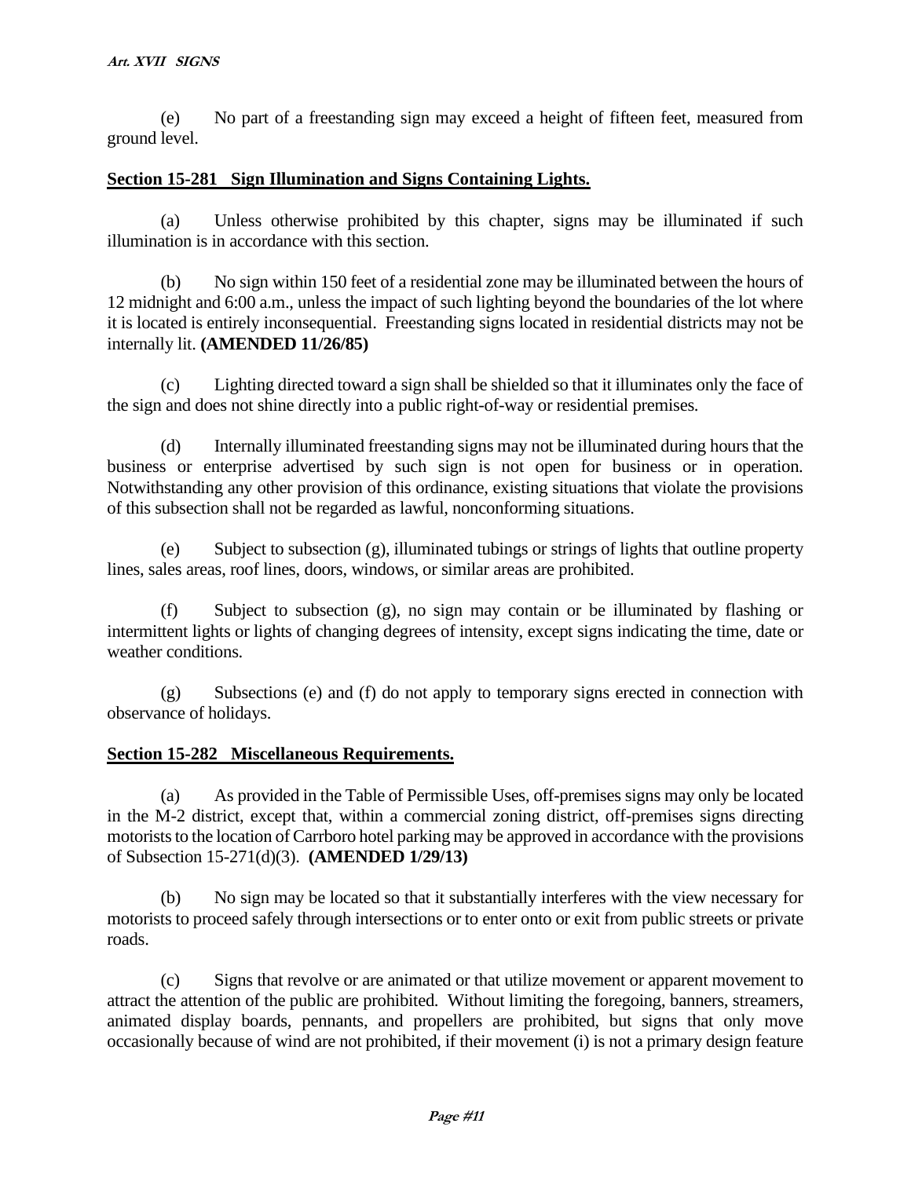(e) No part of a freestanding sign may exceed a height of fifteen feet, measured from ground level.

## Section 15-281 Sign Illumination and Signs Containing Lights.

(a) Unless otherwise prohibited by this chapter, signs may be illuminated if such illumination is in accordance with this section.

(b) No sign within 150 feet of a residential zone may be illuminated between the hours of 12 midnight and 6:00 a.m., unless the impact of such lighting beyond the boundaries of the lot where it is located is entirely inconsequential. Freestanding signs located in residential districts may not be internally lit. **(AMENDED 11/26/85)**

(c) Lighting directed toward a sign shall be shielded so that it illuminates only the face of the sign and does not shine directly into a public right-of-way or residential premises.

(d) Internally illuminated freestanding signs may not be illuminated during hours that the business or enterprise advertised by such sign is not open for business or in operation. Notwithstanding any other provision of this ordinance, existing situations that violate the provisions of this subsection shall not be regarded as lawful, nonconforming situations.

(e) Subject to subsection (g), illuminated tubings or strings of lights that outline property lines, sales areas, roof lines, doors, windows, or similar areas are prohibited.

(f) Subject to subsection (g), no sign may contain or be illuminated by flashing or intermittent lights or lights of changing degrees of intensity, except signs indicating the time, date or weather conditions.

(g) Subsections (e) and (f) do not apply to temporary signs erected in connection with observance of holidays.

## Section 15-282 Miscellaneous Requirements.

(a) As provided in the Table of Permissible Uses, off-premises signs may only be located in the M-2 district, except that, within a commercial zoning district, off-premises signs directing motorists to the location of Carrboro hotel parking may be approved in accordance with the provisions of Subsection 15-271(d)(3). **(AMENDED 1/29/13)**

(b) No sign may be located so that it substantially interferes with the view necessary for motorists to proceed safely through intersections or to enter onto or exit from public streets or private roads.

(c) Signs that revolve or are animated or that utilize movement or apparent movement to attract the attention of the public are prohibited. Without limiting the foregoing, banners, streamers, animated display boards, pennants, and propellers are prohibited, but signs that only move occasionally because of wind are not prohibited, if their movement (i) is not a primary design feature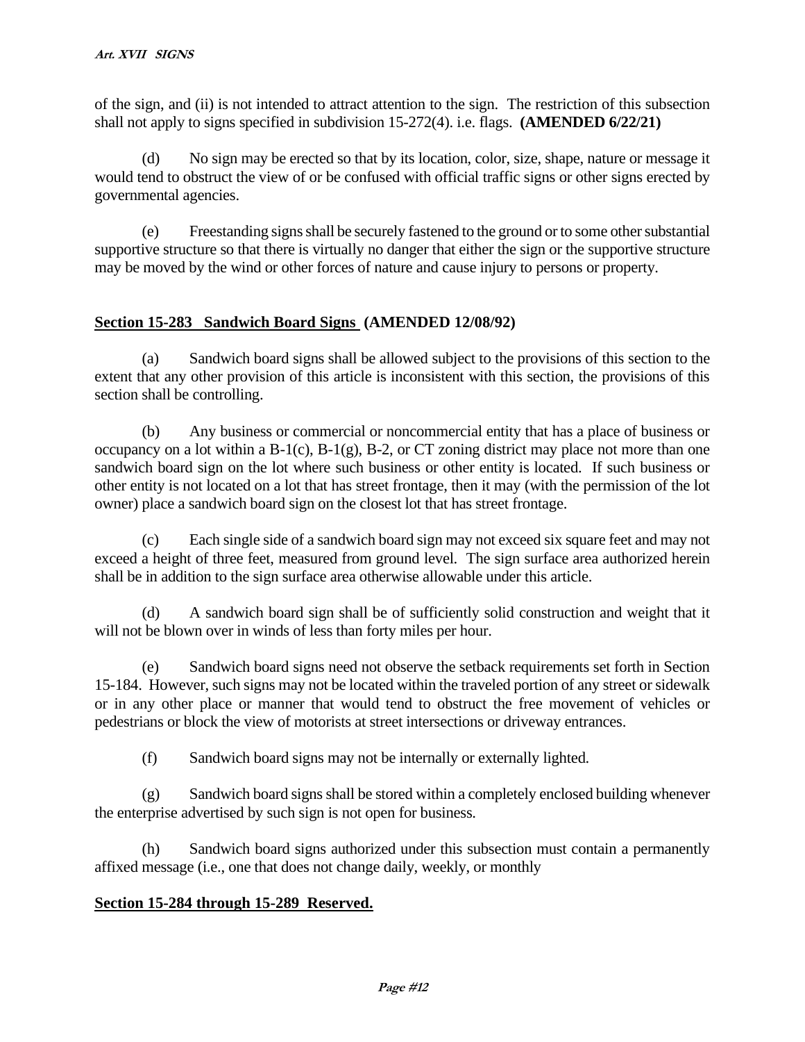of the sign, and (ii) is not intended to attract attention to the sign. The restriction of this subsection shall not apply to signs specified in subdivision 15-272(4). i.e. flags. **(AMENDED 6/22/21)**

(d) No sign may be erected so that by its location, color, size, shape, nature or message it would tend to obstruct the view of or be confused with official traffic signs or other signs erected by governmental agencies.

(e) Freestanding signs shall be securely fastened to the ground or to some other substantial supportive structure so that there is virtually no danger that either the sign or the supportive structure may be moved by the wind or other forces of nature and cause injury to persons or property.

## Section 15-283 Sandwich Board Signs (AMENDED 12/08/92)

(a) Sandwich board signs shall be allowed subject to the provisions of this section to the extent that any other provision of this article is inconsistent with this section, the provisions of this section shall be controlling.

(b) Any business or commercial or noncommercial entity that has a place of business or occupancy on a lot within a B-1(c), B-1(g), B-2, or CT zoning district may place not more than one sandwich board sign on the lot where such business or other entity is located. If such business or other entity is not located on a lot that has street frontage, then it may (with the permission of the lot owner) place a sandwich board sign on the closest lot that has street frontage.

(c) Each single side of a sandwich board sign may not exceed six square feet and may not exceed a height of three feet, measured from ground level. The sign surface area authorized herein shall be in addition to the sign surface area otherwise allowable under this article.

(d) A sandwich board sign shall be of sufficiently solid construction and weight that it will not be blown over in winds of less than forty miles per hour.

(e) Sandwich board signs need not observe the setback requirements set forth in Section 15-184. However, such signs may not be located within the traveled portion of any street or sidewalk or in any other place or manner that would tend to obstruct the free movement of vehicles or pedestrians or block the view of motorists at street intersections or driveway entrances.

(f) Sandwich board signs may not be internally or externally lighted.

(g) Sandwich board signs shall be stored within a completely enclosed building whenever the enterprise advertised by such sign is not open for business.

(h) Sandwich board signs authorized under this subsection must contain a permanently affixed message (i.e., one that does not change daily, weekly, or monthly

## Section 15-284 through 15-289 Reserved.